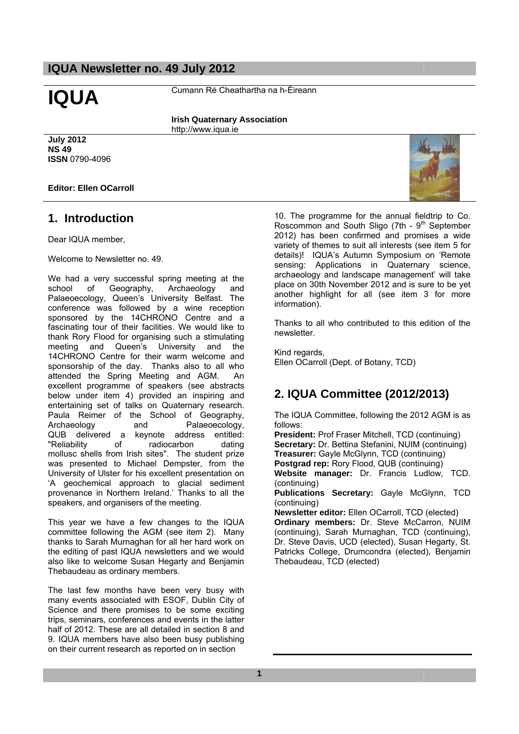# IQUA

Cumann Ré Cheathartha na h-Éireann

**Irish Quaternary Association**
http://www.iqua.ie

**July 2012**
**NS 49**
**ISSN** 0790-4096

**Editor: Ellen OCarroll**

## 1. Introduction

Dear IQUA member,

Welcome to Newsletter no. 49.

We had a very successful spring meeting at the school of Geography, Archaeology and Palaeoecology, Queen's University Belfast. The conference was followed by a wine reception sponsored by the 14CHRONO Centre and a fascinating tour of their facilities. We would like to thank Rory Flood for organising such a stimulating meeting and Queen's University and the 14CHRONO Centre for their warm welcome and sponsorship of the day. Thanks also to all who attended the Spring Meeting and AGM. An excellent programme of speakers (see abstracts below under item 4) provided an inspiring and entertaining set of talks on Quaternary research. Paula Reimer of the School of Geography, Archaeology and Palaeoecology, QUB delivered a keynote address entitled: "Reliability of radiocarbon dating mollusc shells from Irish sites". The student prize was presented to Michael Dempster, from the University of Ulster for his excellent presentation on 'A geochemical approach to glacial sediment provenance in Northern Ireland.' Thanks to all the speakers, and organisers of the meeting.

This year we have a few changes to the IQUA committee following the AGM (see item 2). Many thanks to Sarah Murnaghan for all her hard work on the editing of past IQUA newsletters and we would also like to welcome Susan Hegarty and Benjamin Thebaudeau as ordinary members.

The last few months have been very busy with many events associated with ESOF, Dublin City of Science and there promises to be some exciting trips, seminars, conferences and events in the latter half of 2012. These are all detailed in section 8 and 9. IQUA members have also been busy publishing on their current research as reported on in section 10. The programme for the annual fieldtrip to Co. Roscommon and South Sligo (7th - 9th September 2012) has been confirmed and promises a wide variety of themes to suit all interests (see item 5 for details)! IQUA's Autumn Symposium on 'Remote sensing: Applications in Quaternary science, archaeology and landscape management' will take place on 30th November 2012 and is sure to be yet another highlight for all (see item 3 for more information).

Thanks to all who contributed to this edition of the newsletter.

Kind regards,
Ellen OCarroll (Dept. of Botany, TCD)

## 2. IQUA Committee (2012/2013)

The IQUA Committee, following the 2012 AGM is as follows:

**President:** Prof Fraser Mitchell, TCD (continuing)
**Secretary:** Dr. Bettina Stefanini, NUIM (continuing)
**Treasurer:** Gayle McGlynn, TCD (continuing)
**Postgrad rep:** Rory Flood, QUB (continuing)
**Website manager:** Dr. Francis Ludlow, TCD. (continuing)
**Publications Secretary:** Gayle McGlynn, TCD (continuing)
**Newsletter editor:** Ellen OCarroll, TCD (elected)
**Ordinary members:** Dr. Steve McCarron, NUIM (continuing), Sarah Murnaghan, TCD (continuing), Dr. Steve Davis, UCD (elected), Susan Hegarty, St. Patricks College, Drumcondra (elected), Benjamin Thebaudeau, TCD (elected)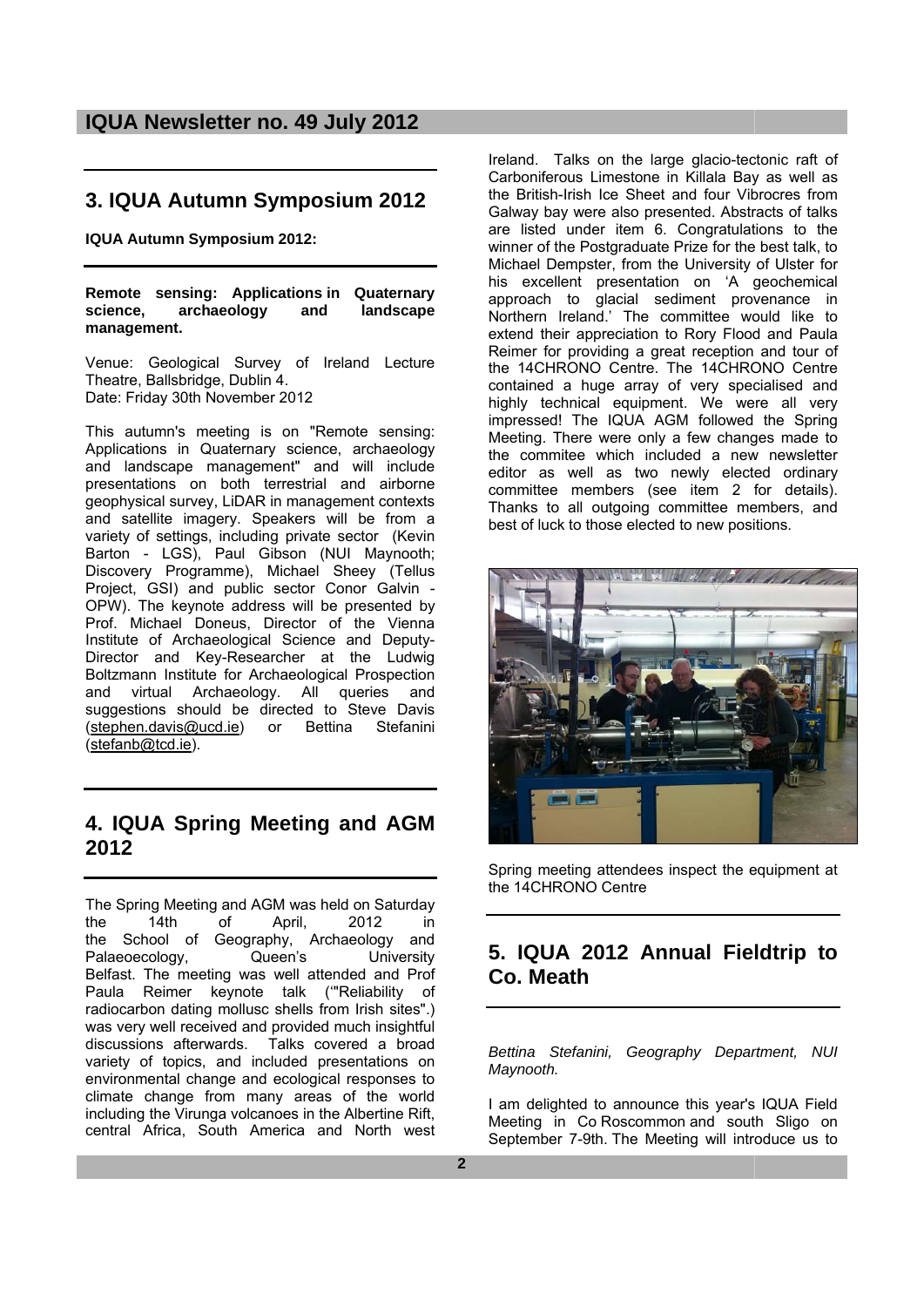## 3. IQUA Autumn Symposium 2012

**IQUA Autumn Symposium 2012:**

**Remote sensing: Applications in Quaternary science, archaeology and landscape management.**

Venue: Geological Survey of Ireland Lecture Theatre, Ballsbridge, Dublin 4.
Date: Friday 30th November 2012

This autumn's meeting is on "Remote sensing: Applications in Quaternary science, archaeology and landscape management" and will include presentations on both terrestrial and airborne geophysical survey, LiDAR in management contexts and satellite imagery. Speakers will be from a variety of settings, including private sector (Kevin Barton - LGS), Paul Gibson (NUI Maynooth; Discovery Programme), Michael Sheey (Tellus Project, GSI) and public sector Conor Galvin - OPW). The keynote address will be presented by Prof. Michael Doneus, Director of the Vienna Institute of Archaeological Science and Deputy-Director and Key-Researcher at the Ludwig Boltzmann Institute for Archaeological Prospection and virtual Archaeology. All queries and suggestions should be directed to Steve Davis (stephen.davis@ucd.ie) or Bettina Stefanini (stefanb@tcd.ie).

## 4. IQUA Spring Meeting and AGM 2012

The Spring Meeting and AGM was held on Saturday the 14th of April, 2012 in the School of Geography, Archaeology and Palaeoecology, Queen's University Belfast. The meeting was well attended and Prof Paula Reimer keynote talk ('"Reliability of radiocarbon dating mollusc shells from Irish sites".) was very well received and provided much insightful discussions afterwards. Talks covered a broad variety of topics, and included presentations on environmental change and ecological responses to climate change from many areas of the world including the Virunga volcanoes in the Albertine Rift, central Africa, South America and North west Ireland. Talks on the large glacio-tectonic raft of Carboniferous Limestone in Killala Bay as well as the British-Irish Ice Sheet and four Vibrocres from Galway bay were also presented. Abstracts of talks are listed under item 6. Congratulations to the winner of the Postgraduate Prize for the best talk, to Michael Dempster, from the University of Ulster for his excellent presentation on 'A geochemical approach to glacial sediment provenance in Northern Ireland.' The committee would like to extend their appreciation to Rory Flood and Paula Reimer for providing a great reception and tour of the 14CHRONO Centre. The 14CHRONO Centre contained a huge array of very specialised and highly technical equipment. We were all very impressed! The IQUA AGM followed the Spring Meeting. There were only a few changes made to the commitee which included a new newsletter editor as well as two newly elected ordinary committee members (see item 2 for details). Thanks to all outgoing committee members, and best of luck to those elected to new positions.

Spring meeting attendees inspect the equipment at the 14CHRONO Centre

## 5. IQUA 2012 Annual Fieldtrip to Co. Meath

*Bettina Stefanini, Geography Department, NUI Maynooth.*

I am delighted to announce this year's IQUA Field Meeting in Co Roscommon and south Sligo on September 7-9th. The Meeting will introduce us to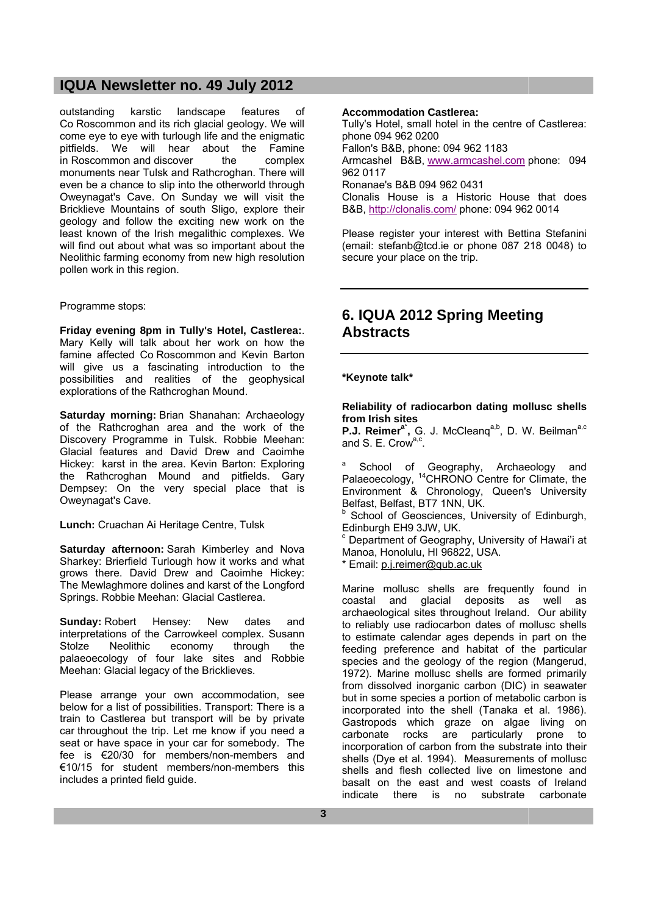outstanding karstic landscape features of Co Roscommon and its rich glacial geology. We will come eye to eye with turlough life and the enigmatic pitfields. We will hear about the Famine in Roscommon and discover the complex monuments near Tulsk and Rathcroghan. There will even be a chance to slip into the otherworld through Oweynagat's Cave. On Sunday we will visit the Bricklieve Mountains of south Sligo, explore their geology and follow the exciting new work on the least known of the Irish megalithic complexes. We will find out about what was so important about the Neolithic farming economy from new high resolution pollen work in this region.

Programme stops:

**Friday evening 8pm in Tully's Hotel, Castlerea:**. Mary Kelly will talk about her work on how the famine affected Co Roscommon and Kevin Barton will give us a fascinating introduction to the possibilities and realities of the geophysical explorations of the Rathcroghan Mound.

**Saturday morning:** Brian Shanahan: Archaeology of the Rathcroghan area and the work of the Discovery Programme in Tulsk. Robbie Meehan: Glacial features and David Drew and Caoimhe Hickey: karst in the area. Kevin Barton: Exploring the Rathcroghan Mound and pitfields. Gary Dempsey: On the very special place that is Oweynagat's Cave.

**Lunch:** Cruachan Ai Heritage Centre, Tulsk

**Saturday afternoon:** Sarah Kimberley and Nova Sharkey: Brierfield Turlough how it works and what grows there. David Drew and Caoimhe Hickey: The Mewlaghmore dolines and karst of the Longford Springs. Robbie Meehan: Glacial Castlerea.

**Sunday:** Robert Hensey: New dates and interpretations of the Carrowkeel complex. Susann Stolze Neolithic economy through the palaeoecology of four lake sites and Robbie Meehan: Glacial legacy of the Bricklieves.

Please arrange your own accommodation, see below for a list of possibilities. Transport: There is a train to Castlerea but transport will be by private car throughout the trip. Let me know if you need a seat or have space in your car for somebody. The fee is €20/30 for members/non-members and €10/15 for student members/non-members this includes a printed field guide.

**Accommodation Castlerea:**
Tully's Hotel, small hotel in the centre of Castlerea: phone 094 962 0200
Fallon's B&B, phone: 094 962 1183
Armcashel B&B, www.armcashel.com phone: 094 962 0117
Ronanae's B&B 094 962 0431
Clonalis House is a Historic House that does B&B, http://clonalis.com/ phone: 094 962 0014

Please register your interest with Bettina Stefanini (email: stefanb@tcd.ie or phone 087 218 0048) to secure your place on the trip.

## 6. IQUA 2012 Spring Meeting Abstracts

**\*Keynote talk\***

### Reliability of radiocarbon dating mollusc shells from Irish sites

**P.J. Reimer**[a*], G. J. McCleanq[a,b], D. W. Beilman[a,c] and S. E. Crow[a,c].

[a] School of Geography, Archaeology and Palaeoecology, $^{14}$CHRONO Centre for Climate, the Environment & Chronology, Queen's University Belfast, Belfast, BT7 1NN, UK.
[b] School of Geosciences, University of Edinburgh, Edinburgh EH9 3JW, UK.
[c] Department of Geography, University of Hawai'i at Manoa, Honolulu, HI 96822, USA.
\* Email: p.j.reimer@qub.ac.uk

Marine mollusc shells are frequently found in coastal and glacial deposits as well as archaeological sites throughout Ireland. Our ability to reliably use radiocarbon dates of mollusc shells to estimate calendar ages depends in part on the feeding preference and habitat of the particular species and the geology of the region (Mangerud, 1972). Marine mollusc shells are formed primarily from dissolved inorganic carbon (DIC) in seawater but in some species a portion of metabolic carbon is incorporated into the shell (Tanaka et al. 1986). Gastropods which graze on algae living on carbonate rocks are particularly prone to incorporation of carbon from the substrate into their shells (Dye et al. 1994). Measurements of mollusc shells and flesh collected live on limestone and basalt on the east and west coasts of Ireland indicate there is no substrate carbonate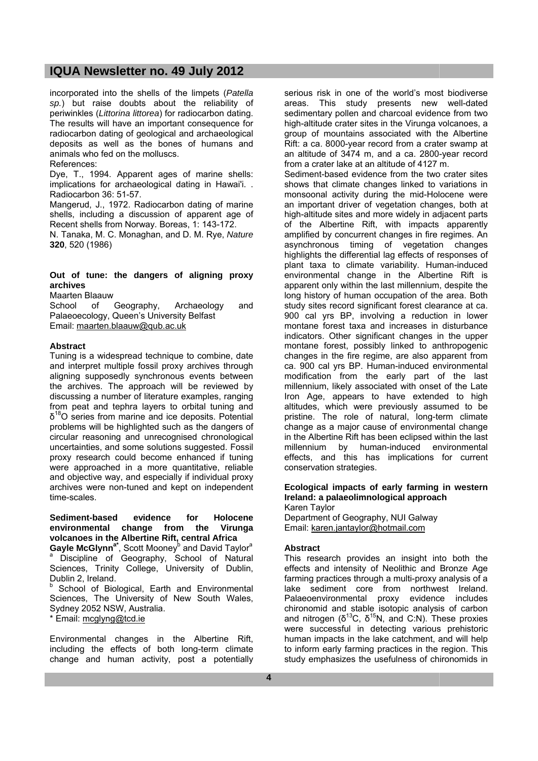incorporated into the shells of the limpets (*Patella sp.*) but raise doubts about the reliability of periwinkles (*Littorina littorea*) for radiocarbon dating. The results will have an important consequence for radiocarbon dating of geological and archaeological deposits as well as the bones of humans and animals who fed on the molluscs.

References:

Dye, T., 1994. Apparent ages of marine shells: implications for archaeological dating in Hawai'i. . Radiocarbon 36: 51-57.

Mangerud, J., 1972. Radiocarbon dating of marine shells, including a discussion of apparent age of Recent shells from Norway. Boreas, 1: 143-172.

N. Tanaka, M. C. Monaghan, and D. M. Rye, *Nature* **320**, 520 (1986)

## Out of tune: the dangers of aligning proxy archives

Maarten Blaauw

School of Geography, Archaeology and Palaeoecology, Queen's University Belfast

Email: maarten.blaauw@qub.ac.uk

### Abstract

Tuning is a widespread technique to combine, date and interpret multiple fossil proxy archives through aligning supposedly synchronous events between the archives. The approach will be reviewed by discussing a number of literature examples, ranging from peat and tephra layers to orbital tuning and $\delta^{18}O$ series from marine and ice deposits. Potential problems will be highlighted such as the dangers of circular reasoning and unrecognised chronological uncertainties, and some solutions suggested. Fossil proxy research could become enhanced if tuning were approached in a more quantitative, reliable and objective way, and especially if individual proxy archives were non-tuned and kept on independent time-scales.

## Sediment-based evidence for Holocene environmental change from the Virunga volcanoes in the Albertine Rift, central Africa

**Gayle McGlynn**[a*], Scott Mooney[b] and David Taylor[a]

[a] Discipline of Geography, School of Natural Sciences, Trinity College, University of Dublin, Dublin 2, Ireland.

[b] School of Biological, Earth and Environmental Sciences, The University of New South Wales, Sydney 2052 NSW, Australia.

* Email: mcglyng@tcd.ie

Environmental changes in the Albertine Rift, including the effects of both long-term climate change and human activity, post a potentially serious risk in one of the world's most biodiverse areas. This study presents new well-dated sedimentary pollen and charcoal evidence from two high-altitude crater sites in the Virunga volcanoes, a group of mountains associated with the Albertine Rift: a ca. 8000-year record from a crater swamp at an altitude of 3474 m, and a ca. 2800-year record from a crater lake at an altitude of 4127 m.

Sediment-based evidence from the two crater sites shows that climate changes linked to variations in monsoonal activity during the mid-Holocene were an important driver of vegetation changes, both at high-altitude sites and more widely in adjacent parts of the Albertine Rift, with impacts apparently amplified by concurrent changes in fire regimes. An asynchronous timing of vegetation changes highlights the differential lag effects of responses of plant taxa to climate variability. Human-induced environmental change in the Albertine Rift is apparent only within the last millennium, despite the long history of human occupation of the area. Both study sites record significant forest clearance at ca. 900 cal yrs BP, involving a reduction in lower montane forest taxa and increases in disturbance indicators. Other significant changes in the upper montane forest, possibly linked to anthropogenic changes in the fire regime, are also apparent from ca. 900 cal yrs BP. Human-induced environmental modification from the early part of the last millennium, likely associated with onset of the Late Iron Age, appears to have extended to high altitudes, which were previously assumed to be pristine. The role of natural, long-term climate change as a major cause of environmental change in the Albertine Rift has been eclipsed within the last millennium by human-induced environmental effects, and this has implications for current conservation strategies.

## Ecological impacts of early farming in western Ireland: a palaeolimnological approach

Karen Taylor

Department of Geography, NUI Galway

Email: karen.jantaylor@hotmail.com

### Abstract

This research provides an insight into both the effects and intensity of Neolithic and Bronze Age farming practices through a multi-proxy analysis of a lake sediment core from northwest Ireland. Palaeoenvironmental proxy evidence includes chironomid and stable isotopic analysis of carbon and nitrogen ($\delta^{13}C$, $\delta^{15}N$, and C:N). These proxies were successful in detecting various prehistoric human impacts in the lake catchment, and will help to inform early farming practices in the region. This study emphasizes the usefulness of chironomids in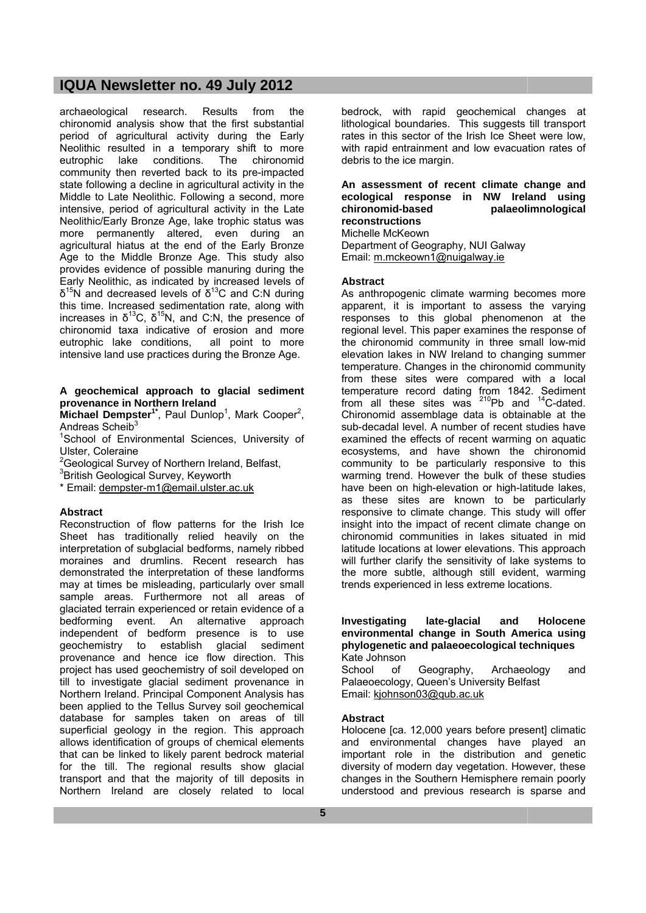archaeological research. Results from the chironomid analysis show that the first substantial period of agricultural activity during the Early Neolithic resulted in a temporary shift to more eutrophic lake conditions. The chironomid community then reverted back to its pre-impacted state following a decline in agricultural activity in the Middle to Late Neolithic. Following a second, more intensive, period of agricultural activity in the Late Neolithic/Early Bronze Age, lake trophic status was more permanently altered, even during an agricultural hiatus at the end of the Early Bronze Age to the Middle Bronze Age. This study also provides evidence of possible manuring during the Early Neolithic, as indicated by increased levels of $\delta^{15}N$ and decreased levels of $\delta^{13}C$ and C:N during this time. Increased sedimentation rate, along with increases in $\delta^{13}C$, $\delta^{15}N$, and C:N, the presence of chironomid taxa indicative of erosion and more eutrophic lake conditions, all point to more intensive land use practices during the Bronze Age.

### A geochemical approach to glacial sediment provenance in Northern Ireland

**Michael Dempster**[1*], Paul Dunlop[1], Mark Cooper[2], Andreas Scheib[3]

[1]School of Environmental Sciences, University of Ulster, Coleraine

[2]Geological Survey of Northern Ireland, Belfast,

[3]British Geological Survey, Keyworth

* Email: dempster-m1@email.ulster.ac.uk

**Abstract**

Reconstruction of flow patterns for the Irish Ice Sheet has traditionally relied heavily on the interpretation of subglacial bedforms, namely ribbed moraines and drumlins. Recent research has demonstrated the interpretation of these landforms may at times be misleading, particularly over small sample areas. Furthermore not all areas of glaciated terrain experienced or retain evidence of a bedforming event. An alternative approach independent of bedform presence is to use geochemistry to establish glacial sediment provenance and hence ice flow direction. This project has used geochemistry of soil developed on till to investigate glacial sediment provenance in Northern Ireland. Principal Component Analysis has been applied to the Tellus Survey soil geochemical database for samples taken on areas of till superficial geology in the region. This approach allows identification of groups of chemical elements that can be linked to likely parent bedrock material for the till. The regional results show glacial transport and that the majority of till deposits in Northern Ireland are closely related to local bedrock, with rapid geochemical changes at lithological boundaries. This suggests till transport rates in this sector of the Irish Ice Sheet were low, with rapid entrainment and low evacuation rates of debris to the ice margin.

### An assessment of recent climate change and ecological response in NW Ireland using chironomid-based palaeolimnological reconstructions

Michelle McKeown

Department of Geography, NUI Galway

Email: m.mckeown1@nuigalway.ie

**Abstract**

As anthropogenic climate warming becomes more apparent, it is important to assess the varying responses to this global phenomenon at the regional level. This paper examines the response of the chironomid community in three small low-mid elevation lakes in NW Ireland to changing summer temperature. Changes in the chironomid community from these sites were compared with a local temperature record dating from 1842. Sediment from all these sites was $^{210}$Pb and $^{14}$C-dated. Chironomid assemblage data is obtainable at the sub-decadal level. A number of recent studies have examined the effects of recent warming on aquatic ecosystems, and have shown the chironomid community to be particularly responsive to this warming trend. However the bulk of these studies have been on high-elevation or high-latitude lakes, as these sites are known to be particularly responsive to climate change. This study will offer insight into the impact of recent climate change on chironomid communities in lakes situated in mid latitude locations at lower elevations. This approach will further clarify the sensitivity of lake systems to the more subtle, although still evident, warming trends experienced in less extreme locations.

### Investigating late-glacial and Holocene environmental change in South America using phylogenetic and palaeoecological techniques

Kate Johnson

School of Geography, Archaeology and Palaeoecology, Queen's University Belfast

Email: kjohnson03@qub.ac.uk

**Abstract**

Holocene [ca. 12,000 years before present] climatic and environmental changes have played an important role in the distribution and genetic diversity of modern day vegetation. However, these changes in the Southern Hemisphere remain poorly understood and previous research is sparse and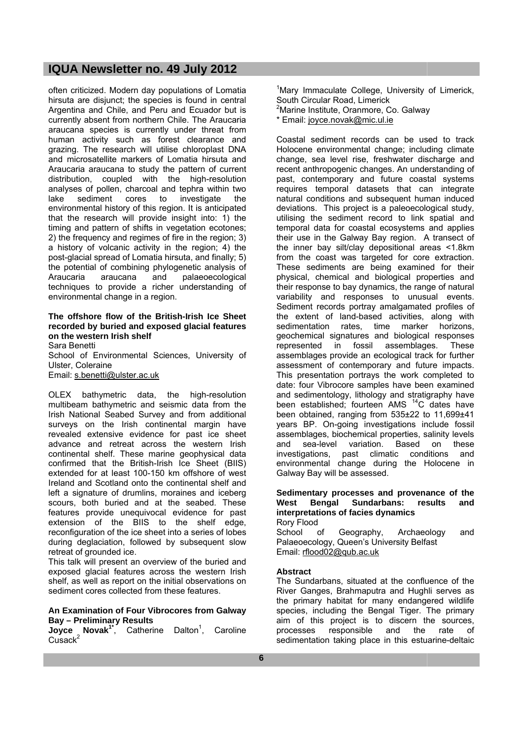often criticized. Modern day populations of Lomatia hirsuta are disjunct; the species is found in central Argentina and Chile, and Peru and Ecuador but is currently absent from northern Chile. The Araucaria araucana species is currently under threat from human activity such as forest clearance and grazing. The research will utilise chloroplast DNA and microsatellite markers of Lomatia hirsuta and Araucaria araucana to study the pattern of current distribution, coupled with the high-resolution analyses of pollen, charcoal and tephra within two lake sediment cores to investigate the environmental history of this region. It is anticipated that the research will provide insight into: 1) the timing and pattern of shifts in vegetation ecotones; 2) the frequency and regimes of fire in the region; 3) a history of volcanic activity in the region; 4) the post-glacial spread of Lomatia hirsuta, and finally; 5) the potential of combining phylogenetic analysis of Araucaria araucana and palaeoecological techniques to provide a richer understanding of environmental change in a region.

### The offshore flow of the British-Irish Ice Sheet recorded by buried and exposed glacial features on the western Irish shelf

Sara Benetti
School of Environmental Sciences, University of Ulster, Coleraine
Email: s.benetti@ulster.ac.uk

OLEX bathymetric data, the high-resolution multibeam bathymetric and seismic data from the Irish National Seabed Survey and from additional surveys on the Irish continental margin have revealed extensive evidence for past ice sheet advance and retreat across the western Irish continental shelf. These marine geophysical data confirmed that the British-Irish Ice Sheet (BIIS) extended for at least 100-150 km offshore of west Ireland and Scotland onto the continental shelf and left a signature of drumlins, moraines and iceberg scours, both buried and at the seabed. These features provide unequivocal evidence for past extension of the BIIS to the shelf edge, reconfiguration of the ice sheet into a series of lobes during deglaciation, followed by subsequent slow retreat of grounded ice.
This talk will present an overview of the buried and exposed glacial features across the western Irish shelf, as well as report on the initial observations on sediment cores collected from these features.

### An Examination of Four Vibrocores from Galway Bay – Preliminary Results

**Joyce Novak**[1*], Catherine Dalton[1], Caroline Cusack[2]

[1]Mary Immaculate College, University of Limerick, South Circular Road, Limerick
[2]Marine Institute, Oranmore, Co. Galway
* Email: joyce.novak@mic.ul.ie

Coastal sediment records can be used to track Holocene environmental change; including climate change, sea level rise, freshwater discharge and recent anthropogenic changes. An understanding of past, contemporary and future coastal systems requires temporal datasets that can integrate natural conditions and subsequent human induced deviations. This project is a paleoecological study, utilising the sediment record to link spatial and temporal data for coastal ecosystems and applies their use in the Galway Bay region. A transect of the inner bay silt/clay depositional areas <1.8km from the coast was targeted for core extraction. These sediments are being examined for their physical, chemical and biological properties and their response to bay dynamics, the range of natural variability and responses to unusual events. Sediment records portray amalgamated profiles of the extent of land-based activities, along with sedimentation rates, time marker horizons, geochemical signatures and biological responses represented in fossil assemblages. These assemblages provide an ecological track for further assessment of contemporary and future impacts. This presentation portrays the work completed to date: four Vibrocore samples have been examined and sedimentology, lithology and stratigraphy have been established; fourteen AMS $^{14}C$ dates have been obtained, ranging from 535±22 to 11,699±41 years BP. On-going investigations include fossil assemblages, biochemical properties, salinity levels and sea-level variation. Based on these investigations, past climatic conditions and environmental change during the Holocene in Galway Bay will be assessed.

### Sedimentary processes and provenance of the West Bengal Sundarbans: results and interpretations of facies dynamics

Rory Flood
School of Geography, Archaeology and Palaeoecology, Queen's University Belfast
Email: rflood02@qub.ac.uk

**Abstract**

The Sundarbans, situated at the confluence of the River Ganges, Brahmaputra and Hughli serves as the primary habitat for many endangered wildlife species, including the Bengal Tiger. The primary aim of this project is to discern the sources, processes responsible and the rate of sedimentation taking place in this estuarine-deltaic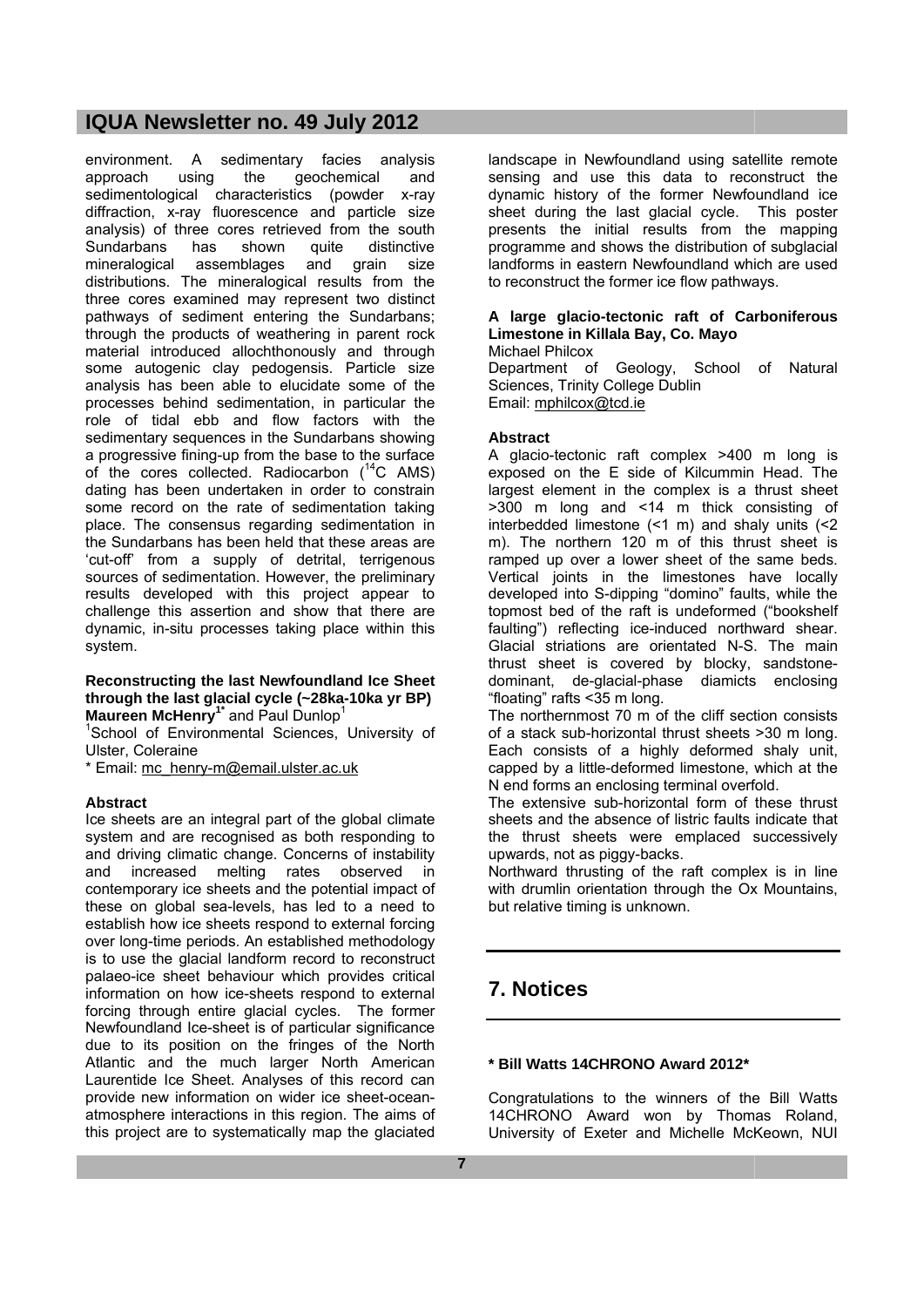environment. A sedimentary facies analysis approach using the geochemical and sedimentological characteristics (powder x-ray diffraction, x-ray fluorescence and particle size analysis) of three cores retrieved from the south Sundarbans has shown quite distinctive mineralogical assemblages and grain size distributions. The mineralogical results from the three cores examined may represent two distinct pathways of sediment entering the Sundarbans; through the products of weathering in parent rock material introduced allochthonously and through some autogenic clay pedogensis. Particle size analysis has been able to elucidate some of the processes behind sedimentation, in particular the role of tidal ebb and flow factors with the sedimentary sequences in the Sundarbans showing a progressive fining-up from the base to the surface of the cores collected. Radiocarbon ($^{14}$C AMS) dating has been undertaken in order to constrain some record on the rate of sedimentation taking place. The consensus regarding sedimentation in the Sundarbans has been held that these areas are 'cut-off' from a supply of detrital, terrigenous sources of sedimentation. However, the preliminary results developed with this project appear to challenge this assertion and show that there are dynamic, in-situ processes taking place within this system.

**Reconstructing the last Newfoundland Ice Sheet through the last glacial cycle (~28ka-10ka yr BP)**
**Maureen McHenry**[1*] and Paul Dunlop[1]

[1]School of Environmental Sciences, University of Ulster, Coleraine

* Email: mc_henry-m@email.ulster.ac.uk

**Abstract**

Ice sheets are an integral part of the global climate system and are recognised as both responding to and driving climatic change. Concerns of instability and increased melting rates observed in contemporary ice sheets and the potential impact of these on global sea-levels, has led to a need to establish how ice sheets respond to external forcing over long-time periods. An established methodology is to use the glacial landform record to reconstruct palaeo-ice sheet behaviour which provides critical information on how ice-sheets respond to external forcing through entire glacial cycles. The former Newfoundland Ice-sheet is of particular significance due to its position on the fringes of the North Atlantic and the much larger North American Laurentide Ice Sheet. Analyses of this record can provide new information on wider ice sheet-ocean-atmosphere interactions in this region. The aims of this project are to systematically map the glaciated landscape in Newfoundland using satellite remote sensing and use this data to reconstruct the dynamic history of the former Newfoundland ice sheet during the last glacial cycle. This poster presents the initial results from the mapping programme and shows the distribution of subglacial landforms in eastern Newfoundland which are used to reconstruct the former ice flow pathways.

**A large glacio-tectonic raft of Carboniferous Limestone in Killala Bay, Co. Mayo**
Michael Philcox
Department of Geology, School of Natural Sciences, Trinity College Dublin
Email: mphilcox@tcd.ie

**Abstract**

A glacio-tectonic raft complex >400 m long is exposed on the E side of Kilcummin Head. The largest element in the complex is a thrust sheet >300 m long and <14 m thick consisting of interbedded limestone (<1 m) and shaly units (<2 m). The northern 120 m of this thrust sheet is ramped up over a lower sheet of the same beds. Vertical joints in the limestones have locally developed into S-dipping "domino" faults, while the topmost bed of the raft is undeformed ("bookshelf faulting") reflecting ice-induced northward shear. Glacial striations are orientated N-S. The main thrust sheet is covered by blocky, sandstone-dominant, de-glacial-phase diamicts enclosing "floating" rafts <35 m long.

The northernmost 70 m of the cliff section consists of a stack sub-horizontal thrust sheets >30 m long. Each consists of a highly deformed shaly unit, capped by a little-deformed limestone, which at the N end forms an enclosing terminal overfold.

The extensive sub-horizontal form of these thrust sheets and the absence of listric faults indicate that the thrust sheets were emplaced successively upwards, not as piggy-backs.

Northward thrusting of the raft complex is in line with drumlin orientation through the Ox Mountains, but relative timing is unknown.

# 7. Notices

**\* Bill Watts 14CHRONO Award 2012\***

Congratulations to the winners of the Bill Watts 14CHRONO Award won by Thomas Roland, University of Exeter and Michelle McKeown, NUI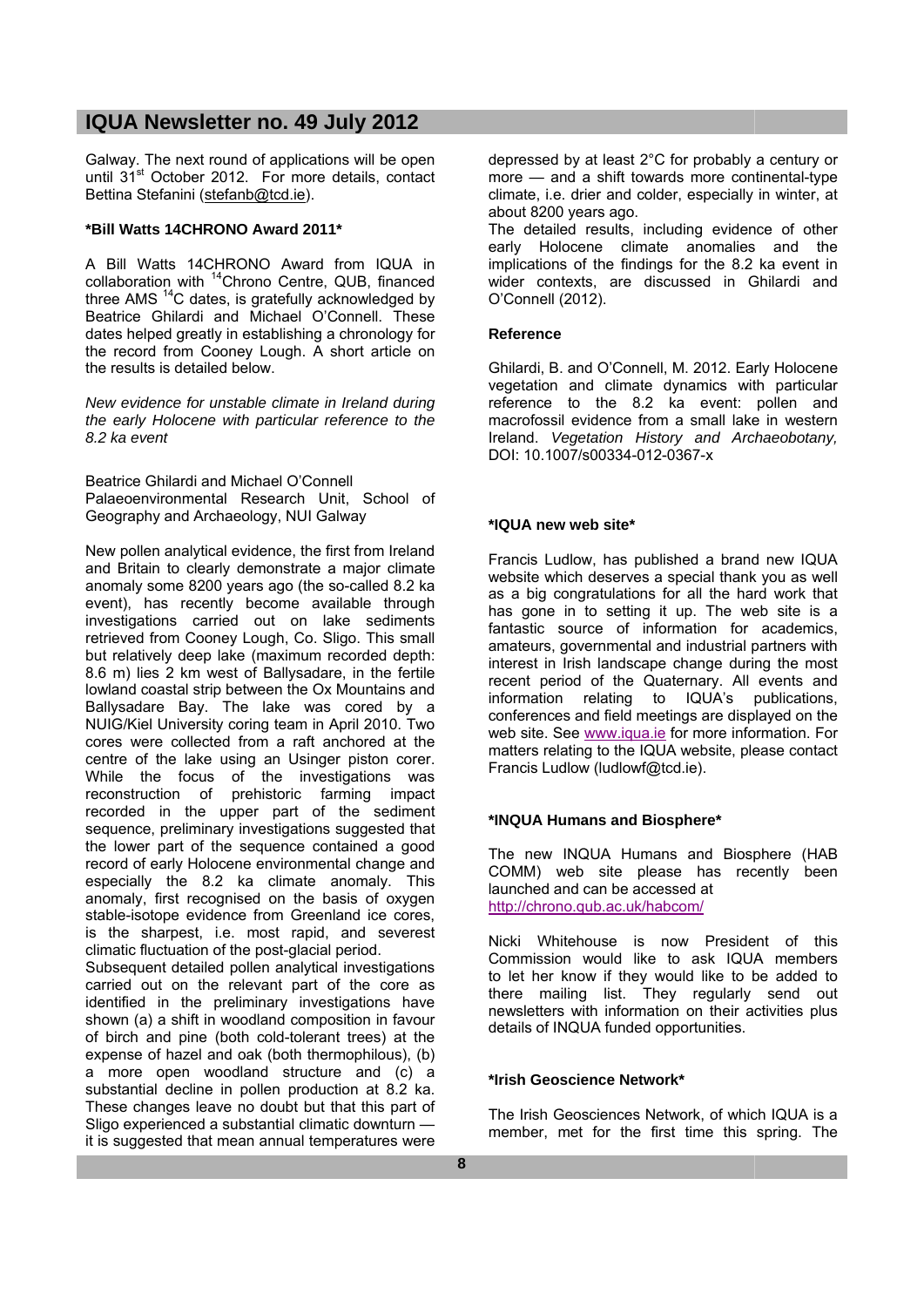Galway. The next round of applications will be open until 31st October 2012. For more details, contact Bettina Stefanini (stefanb@tcd.ie).

**\*Bill Watts 14CHRONO Award 2011\***

A Bill Watts 14CHRONO Award from IQUA in collaboration with $^{14}$Chrono Centre, QUB, financed three AMS $^{14}$C dates, is gratefully acknowledged by Beatrice Ghilardi and Michael O'Connell. These dates helped greatly in establishing a chronology for the record from Cooney Lough. A short article on the results is detailed below.

*New evidence for unstable climate in Ireland during the early Holocene with particular reference to the 8.2 ka event*

Beatrice Ghilardi and Michael O'Connell
Palaeoenvironmental Research Unit, School of Geography and Archaeology, NUI Galway

New pollen analytical evidence, the first from Ireland and Britain to clearly demonstrate a major climate anomaly some 8200 years ago (the so-called 8.2 ka event), has recently become available through investigations carried out on lake sediments retrieved from Cooney Lough, Co. Sligo. This small but relatively deep lake (maximum recorded depth: 8.6 m) lies 2 km west of Ballysadare, in the fertile lowland coastal strip between the Ox Mountains and Ballysadare Bay. The lake was cored by a NUIG/Kiel University coring team in April 2010. Two cores were collected from a raft anchored at the centre of the lake using an Usinger piston corer. While the focus of the investigations was reconstruction of prehistoric farming impact recorded in the upper part of the sediment sequence, preliminary investigations suggested that the lower part of the sequence contained a good record of early Holocene environmental change and especially the 8.2 ka climate anomaly. This anomaly, first recognised on the basis of oxygen stable-isotope evidence from Greenland ice cores, is the sharpest, i.e. most rapid, and severest climatic fluctuation of the post-glacial period.
Subsequent detailed pollen analytical investigations carried out on the relevant part of the core as identified in the preliminary investigations have shown (a) a shift in woodland composition in favour of birch and pine (both cold-tolerant trees) at the expense of hazel and oak (both thermophilous), (b) a more open woodland structure and (c) a substantial decline in pollen production at 8.2 ka. These changes leave no doubt but that this part of Sligo experienced a substantial climatic downturn — it is suggested that mean annual temperatures were depressed by at least 2°C for probably a century or more — and a shift towards more continental-type climate, i.e. drier and colder, especially in winter, at about 8200 years ago.
The detailed results, including evidence of other early Holocene climate anomalies and the implications of the findings for the 8.2 ka event in wider contexts, are discussed in Ghilardi and O'Connell (2012).

**Reference**

Ghilardi, B. and O'Connell, M. 2012. Early Holocene vegetation and climate dynamics with particular reference to the 8.2 ka event: pollen and macrofossil evidence from a small lake in western Ireland. *Vegetation History and Archaeobotany,* DOI: 10.1007/s00334-012-0367-x

**\*IQUA new web site\***

Francis Ludlow, has published a brand new IQUA website which deserves a special thank you as well as a big congratulations for all the hard work that has gone in to setting it up. The web site is a fantastic source of information for academics, amateurs, governmental and industrial partners with interest in Irish landscape change during the most recent period of the Quaternary. All events and information relating to IQUA's publications, conferences and field meetings are displayed on the web site. See www.iqua.ie for more information. For matters relating to the IQUA website, please contact Francis Ludlow (ludlowf@tcd.ie).

**\*INQUA Humans and Biosphere\***

The new INQUA Humans and Biosphere (HAB COMM) web site please has recently been launched and can be accessed at
http://chrono.qub.ac.uk/habcom/

Nicki Whitehouse is now President of this Commission would like to ask IQUA members to let her know if they would like to be added to there mailing list. They regularly send out newsletters with information on their activities plus details of INQUA funded opportunities.

**\*Irish Geoscience Network\***

The Irish Geosciences Network, of which IQUA is a member, met for the first time this spring. The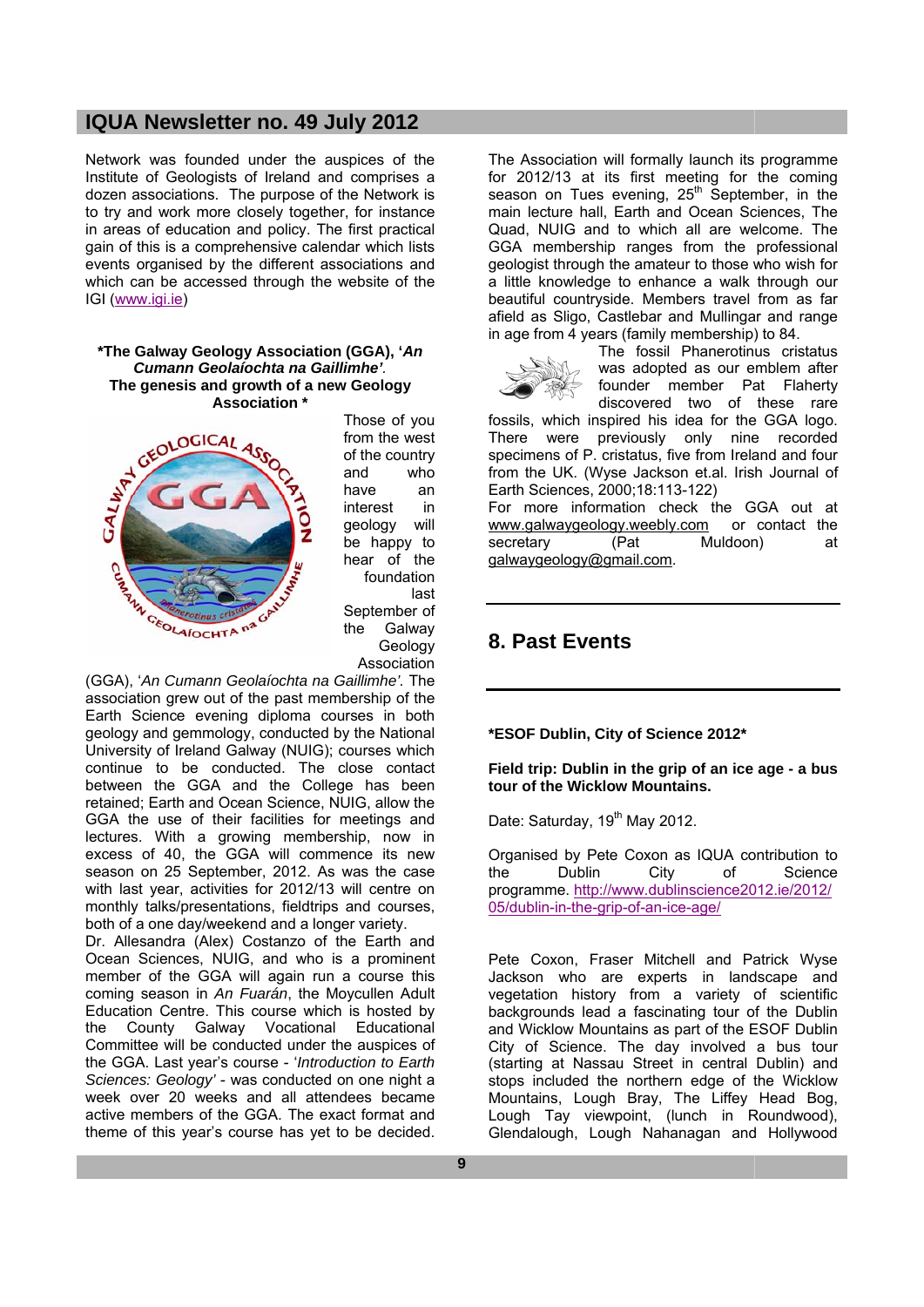Network was founded under the auspices of the Institute of Geologists of Ireland and comprises a dozen associations. The purpose of the Network is to try and work more closely together, for instance in areas of education and policy. The first practical gain of this is a comprehensive calendar which lists events organised by the different associations and which can be accessed through the website of the IGI (www.igi.ie)

**\*The Galway Geology Association (GGA), '*An Cumann Geolaíochta na Gaillimhe'*. The genesis and growth of a new Geology Association \***

Those of you from the west of the country and who have an interest in geology will be happy to hear of the foundation last September of the Galway Geology Association (GGA), '*An Cumann Geolaíochta na Gaillimhe'*. The association grew out of the past membership of the Earth Science evening diploma courses in both geology and gemmology, conducted by the National University of Ireland Galway (NUIG); courses which continue to be conducted. The close contact between the GGA and the College has been retained; Earth and Ocean Science, NUIG, allow the GGA the use of their facilities for meetings and lectures. With a growing membership, now in excess of 40, the GGA will commence its new season on 25 September, 2012. As was the case with last year, activities for 2012/13 will centre on monthly talks/presentations, fieldtrips and courses, both of a one day/weekend and a longer variety.

Dr. Allesandra (Alex) Costanzo of the Earth and Ocean Sciences, NUIG, and who is a prominent member of the GGA will again run a course this coming season in *An Fuarán*, the Moycullen Adult Education Centre. This course which is hosted by the County Galway Vocational Educational Committee will be conducted under the auspices of the GGA. Last year's course - '*Introduction to Earth Sciences: Geology'* - was conducted on one night a week over 20 weeks and all attendees became active members of the GGA. The exact format and theme of this year's course has yet to be decided.

The Association will formally launch its programme for 2012/13 at its first meeting for the coming season on Tues evening, 25th September, in the main lecture hall, Earth and Ocean Sciences, The Quad, NUIG and to which all are welcome. The GGA membership ranges from the professional geologist through the amateur to those who wish for a little knowledge to enhance a walk through our beautiful countryside. Members travel from as far afield as Sligo, Castlebar and Mullingar and range in age from 4 years (family membership) to 84.

The fossil Phanerotinus cristatus was adopted as our emblem after founder member Pat Flaherty discovered two of these rare fossils, which inspired his idea for the GGA logo. There were previously only nine recorded specimens of P. cristatus, five from Ireland and four from the UK. (Wyse Jackson et.al. Irish Journal of Earth Sciences, 2000;18:113-122)

For more information check the GGA out at www.galwaygeology.weebly.com or contact the secretary (Pat Muldoon) at galwaygeology@gmail.com.

## 8. Past Events

**\*ESOF Dublin, City of Science 2012\***

**Field trip: Dublin in the grip of an ice age - a bus tour of the Wicklow Mountains.**

Date: Saturday, 19th May 2012.

Organised by Pete Coxon as IQUA contribution to the Dublin City of Science programme. http://www.dublinscience2012.ie/2012/05/dublin-in-the-grip-of-an-ice-age/

Pete Coxon, Fraser Mitchell and Patrick Wyse Jackson who are experts in landscape and vegetation history from a variety of scientific backgrounds lead a fascinating tour of the Dublin and Wicklow Mountains as part of the ESOF Dublin City of Science. The day involved a bus tour (starting at Nassau Street in central Dublin) and stops included the northern edge of the Wicklow Mountains, Lough Bray, The Liffey Head Bog, Lough Tay viewpoint, (lunch in Roundwood), Glendalough, Lough Nahanagan and Hollywood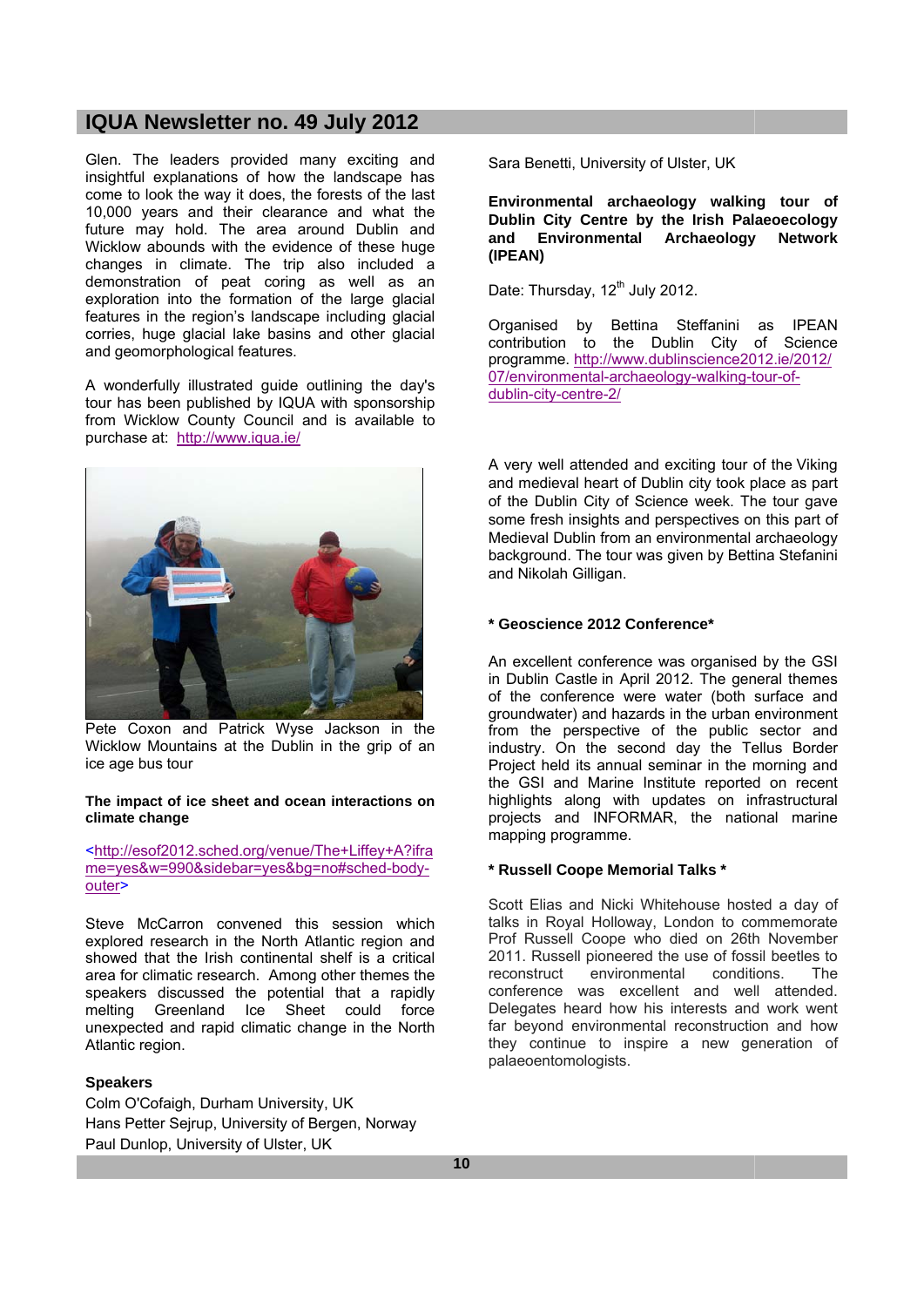Glen. The leaders provided many exciting and insightful explanations of how the landscape has come to look the way it does, the forests of the last 10,000 years and their clearance and what the future may hold. The area around Dublin and Wicklow abounds with the evidence of these huge changes in climate. The trip also included a demonstration of peat coring as well as an exploration into the formation of the large glacial features in the region's landscape including glacial corries, huge glacial lake basins and other glacial and geomorphological features.

A wonderfully illustrated guide outlining the day's tour has been published by IQUA with sponsorship from Wicklow County Council and is available to purchase at: http://www.iqua.ie/

Pete Coxon and Patrick Wyse Jackson in the Wicklow Mountains at the Dublin in the grip of an ice age bus tour

**The impact of ice sheet and ocean interactions on climate change**

<http://esof2012.sched.org/venue/The+Liffey+A?iframe=yes&w=990&sidebar=yes&bg=no#sched-body-outer>

Steve McCarron convened this session which explored research in the North Atlantic region and showed that the Irish continental shelf is a critical area for climatic research. Among other themes the speakers discussed the potential that a rapidly melting Greenland Ice Sheet could force unexpected and rapid climatic change in the North Atlantic region.

**Speakers**

Colm O'Cofaigh, Durham University, UK
Hans Petter Sejrup, University of Bergen, Norway
Paul Dunlop, University of Ulster, UK
Sara Benetti, University of Ulster, UK

**Environmental archaeology walking tour of Dublin City Centre by the Irish Palaeoecology and Environmental Archaeology Network (IPEAN)**

Date: Thursday, 12th July 2012.

Organised by Bettina Steffanini as IPEAN contribution to the Dublin City of Science programme. http://www.dublinscience2012.ie/2012/07/environmental-archaeology-walking-tour-of-dublin-city-centre-2/

A very well attended and exciting tour of the Viking and medieval heart of Dublin city took place as part of the Dublin City of Science week. The tour gave some fresh insights and perspectives on this part of Medieval Dublin from an environmental archaeology background. The tour was given by Bettina Stefanini and Nikolah Gilligan.

**\* Geoscience 2012 Conference\***

An excellent conference was organised by the GSI in Dublin Castle in April 2012. The general themes of the conference were water (both surface and groundwater) and hazards in the urban environment from the perspective of the public sector and industry. On the second day the Tellus Border Project held its annual seminar in the morning and the GSI and Marine Institute reported on recent highlights along with updates on infrastructural projects and INFORMAR, the national marine mapping programme.

**\* Russell Coope Memorial Talks \***

Scott Elias and Nicki Whitehouse hosted a day of talks in Royal Holloway, London to commemorate Prof Russell Coope who died on 26th November 2011. Russell pioneered the use of fossil beetles to reconstruct environmental conditions. The conference was excellent and well attended. Delegates heard how his interests and work went far beyond environmental reconstruction and how they continue to inspire a new generation of palaeoentomologists.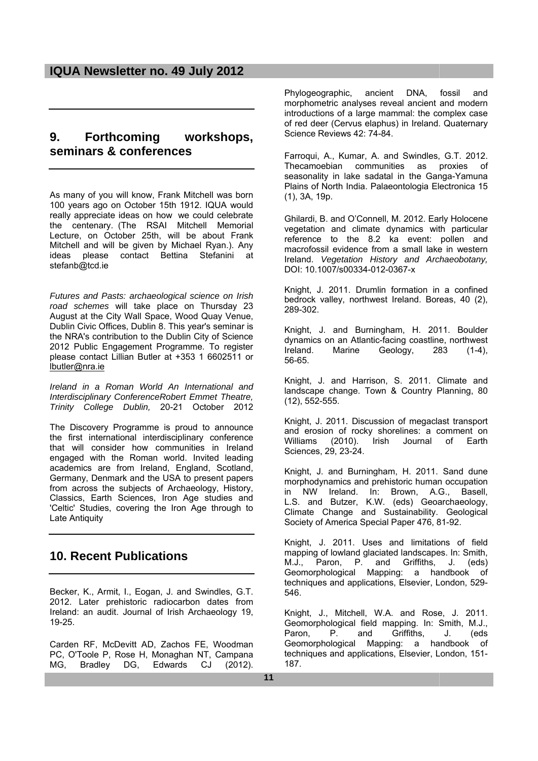## 9. Forthcoming workshops, seminars & conferences

As many of you will know, Frank Mitchell was born 100 years ago on October 15th 1912. IQUA would really appreciate ideas on how we could celebrate the centenary. (The RSAI Mitchell Memorial Lecture, on October 25th, will be about Frank Mitchell and will be given by Michael Ryan.). Any ideas please contact Bettina Stefanini at stefanb@tcd.ie

*Futures and Pasts: archaeological science on Irish road schemes* will take place on Thursday 23 August at the City Wall Space, Wood Quay Venue, Dublin Civic Offices, Dublin 8. This year's seminar is the NRA's contribution to the Dublin City of Science 2012 Public Engagement Programme. To register please contact Lillian Butler at +353 1 6602511 or lbutler@nra.ie

*Ireland in a Roman World An International and Interdisciplinary ConferenceRobert Emmet Theatre, Trinity College Dublin,* 20-21 October 2012

The Discovery Programme is proud to announce the first international interdisciplinary conference that will consider how communities in Ireland engaged with the Roman world. Invited leading academics are from Ireland, England, Scotland, Germany, Denmark and the USA to present papers from across the subjects of Archaeology, History, Classics, Earth Sciences, Iron Age studies and 'Celtic' Studies, covering the Iron Age through to Late Antiquity

## 10. Recent Publications

Becker, K., Armit, I., Eogan, J. and Swindles, G.T. 2012. Later prehistoric radiocarbon dates from Ireland: an audit. Journal of Irish Archaeology 19, 19-25.

Carden RF, McDevitt AD, Zachos FE, Woodman PC, O'Toole P, Rose H, Monaghan NT, Campana MG, Bradley DG, Edwards CJ (2012). Phylogeographic, ancient DNA, fossil and morphometric analyses reveal ancient and modern introductions of a large mammal: the complex case of red deer (Cervus elaphus) in Ireland. Quaternary Science Reviews 42: 74-84.

Farroqui, A., Kumar, A. and Swindles, G.T. 2012. Thecamoebian communities as proxies of seasonality in lake sadatal in the Ganga-Yamuna Plains of North India. Palaeontologia Electronica 15 (1), 3A, 19p.

Ghilardi, B. and O'Connell, M. 2012. Early Holocene vegetation and climate dynamics with particular reference to the 8.2 ka event: pollen and macrofossil evidence from a small lake in western Ireland. *Vegetation History and Archaeobotany,* DOI: 10.1007/s00334-012-0367-x

Knight, J. 2011. Drumlin formation in a confined bedrock valley, northwest Ireland. Boreas, 40 (2), 289-302.

Knight, J. and Burningham, H. 2011. Boulder dynamics on an Atlantic-facing coastline, northwest Ireland. Marine Geology, 283 (1-4), 56-65.

Knight, J. and Harrison, S. 2011. Climate and landscape change. Town & Country Planning, 80 (12), 552-555.

Knight, J. 2011. Discussion of megaclast transport and erosion of rocky shorelines: a comment on Williams (2010). Irish Journal of Earth Sciences, 29, 23-24.

Knight, J. and Burningham, H. 2011. Sand dune morphodynamics and prehistoric human occupation in NW Ireland. In: Brown, A.G., Basell, L.S. and Butzer, K.W. (eds) Geoarchaeology, Climate Change and Sustainability. Geological Society of America Special Paper 476, 81-92.

Knight, J. 2011. Uses and limitations of field mapping of lowland glaciated landscapes. In: Smith, M.J., Paron, P. and Griffiths, J. (eds) Geomorphological Mapping: a handbook of techniques and applications, Elsevier, London, 529-546.

Knight, J., Mitchell, W.A. and Rose, J. 2011. Geomorphological field mapping. In: Smith, M.J., Paron, P. and Griffiths, J. (eds Geomorphological Mapping: a handbook of techniques and applications, Elsevier, London, 151-187.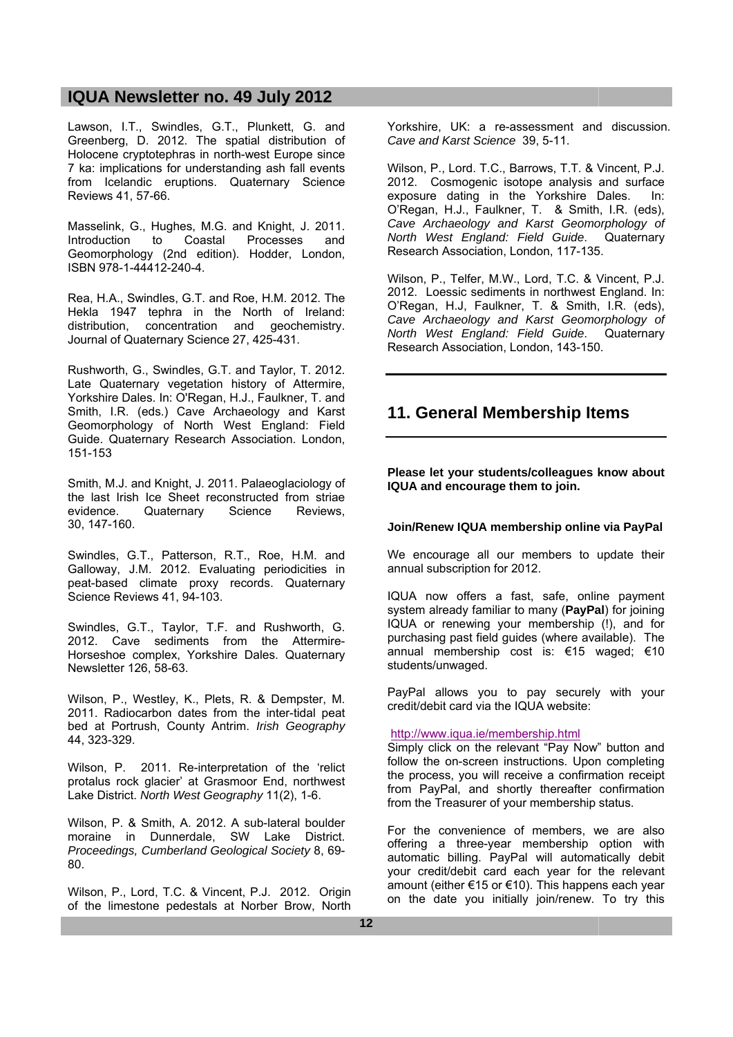Lawson, I.T., Swindles, G.T., Plunkett, G. and Greenberg, D. 2012. The spatial distribution of Holocene cryptotephras in north-west Europe since 7 ka: implications for understanding ash fall events from Icelandic eruptions. Quaternary Science Reviews 41, 57-66.

Masselink, G., Hughes, M.G. and Knight, J. 2011. Introduction to Coastal Processes and Geomorphology (2nd edition). Hodder, London, ISBN 978-1-44412-240-4.

Rea, H.A., Swindles, G.T. and Roe, H.M. 2012. The Hekla 1947 tephra in the North of Ireland: distribution, concentration and geochemistry. Journal of Quaternary Science 27, 425-431.

Rushworth, G., Swindles, G.T. and Taylor, T. 2012. Late Quaternary vegetation history of Attermire, Yorkshire Dales. In: O'Regan, H.J., Faulkner, T. and Smith, I.R. (eds.) Cave Archaeology and Karst Geomorphology of North West England: Field Guide. Quaternary Research Association. London, 151-153

Smith, M.J. and Knight, J. 2011. Palaeoglaciology of the last Irish Ice Sheet reconstructed from striae evidence. Quaternary Science Reviews, 30, 147-160.

Swindles, G.T., Patterson, R.T., Roe, H.M. and Galloway, J.M. 2012. Evaluating periodicities in peat-based climate proxy records. Quaternary Science Reviews 41, 94-103.

Swindles, G.T., Taylor, T.F. and Rushworth, G. 2012. Cave sediments from the Attermire-Horseshoe complex, Yorkshire Dales. Quaternary Newsletter 126, 58-63.

Wilson, P., Westley, K., Plets, R. & Dempster, M. 2011. Radiocarbon dates from the inter-tidal peat bed at Portrush, County Antrim. *Irish Geography* 44, 323-329.

Wilson, P. 2011. Re-interpretation of the 'relict protalus rock glacier' at Grasmoor End, northwest Lake District. *North West Geography* 11(2), 1-6.

Wilson, P. & Smith, A. 2012. A sub-lateral boulder moraine in Dunnerdale, SW Lake District. *Proceedings, Cumberland Geological Society* 8, 69-80.

Wilson, P., Lord, T.C. & Vincent, P.J. 2012. Origin of the limestone pedestals at Norber Brow, North Yorkshire, UK: a re-assessment and discussion. *Cave and Karst Science* 39, 5-11.

Wilson, P., Lord. T.C., Barrows, T.T. & Vincent, P.J. 2012. Cosmogenic isotope analysis and surface exposure dating in the Yorkshire Dales. In: O'Regan, H.J., Faulkner, T. & Smith, I.R. (eds), *Cave Archaeology and Karst Geomorphology of North West England: Field Guide*. Quaternary Research Association, London, 117-135.

Wilson, P., Telfer, M.W., Lord, T.C. & Vincent, P.J. 2012. Loessic sediments in northwest England. In: O'Regan, H.J, Faulkner, T. & Smith, I.R. (eds), *Cave Archaeology and Karst Geomorphology of North West England: Field Guide*. Quaternary Research Association, London, 143-150.

## 11. General Membership Items

**Please let your students/colleagues know about IQUA and encourage them to join.**

**Join/Renew IQUA membership online via PayPal**

We encourage all our members to update their annual subscription for 2012.

IQUA now offers a fast, safe, online payment system already familiar to many (**PayPal**) for joining IQUA or renewing your membership (!), and for purchasing past field guides (where available). The annual membership cost is: €15 waged; €10 students/unwaged.

PayPal allows you to pay securely with your credit/debit card via the IQUA website:

http://www.iqua.ie/membership.html

Simply click on the relevant "Pay Now" button and follow the on-screen instructions. Upon completing the process, you will receive a confirmation receipt from PayPal, and shortly thereafter confirmation from the Treasurer of your membership status.

For the convenience of members, we are also offering a three-year membership option with automatic billing. PayPal will automatically debit your credit/debit card each year for the relevant amount (either €15 or €10). This happens each year on the date you initially join/renew. To try this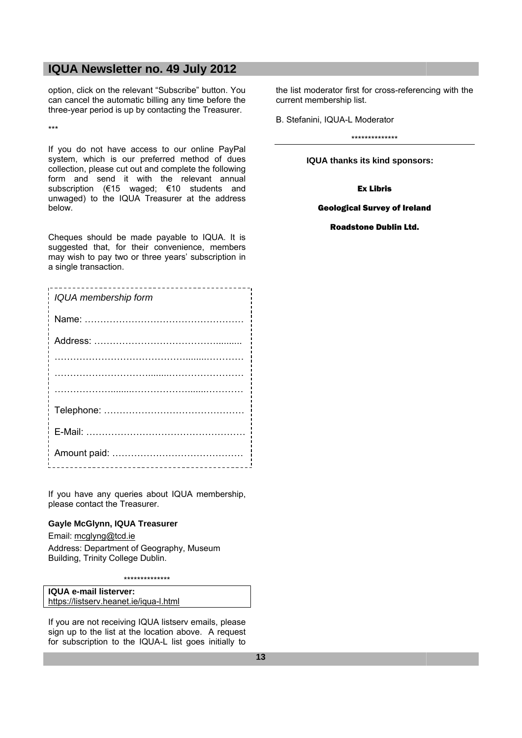option, click on the relevant "Subscribe" button. You can cancel the automatic billing any time before the three-year period is up by contacting the Treasurer.

***

If you do not have access to our online PayPal system, which is our preferred method of dues collection, please cut out and complete the following form and send it with the relevant annual subscription (€15 waged; €10 students and unwaged) to the IQUA Treasurer at the address below.

Cheques should be made payable to IQUA. It is suggested that, for their convenience, members may wish to pay two or three years' subscription in a single transaction.

*IQUA membership form*

Name: ……………………………………………

Address: ………………………………….........

……………………………………........…………

…………………………........……………………

………………........………………......…………

Telephone: ………………………………………

E-Mail: ……………………………………………

Amount paid: ……………………………………

If you have any queries about IQUA membership, please contact the Treasurer.

**Gayle McGlynn, IQUA Treasurer**

Email: mcglyng@tcd.ie

Address: Department of Geography, Museum Building, Trinity College Dublin.

**************

**IQUA e-mail listserver:**
https://listserv.heanet.ie/iqua-l.html

If you are not receiving IQUA listserv emails, please sign up to the list at the location above. A request for subscription to the IQUA-L list goes initially to the list moderator first for cross-referencing with the current membership list.

B. Stefanini, IQUA-L Moderator

**************

**IQUA thanks its kind sponsors:**

**Ex Libris**

**Geological Survey of Ireland**

**Roadstone Dublin Ltd.**